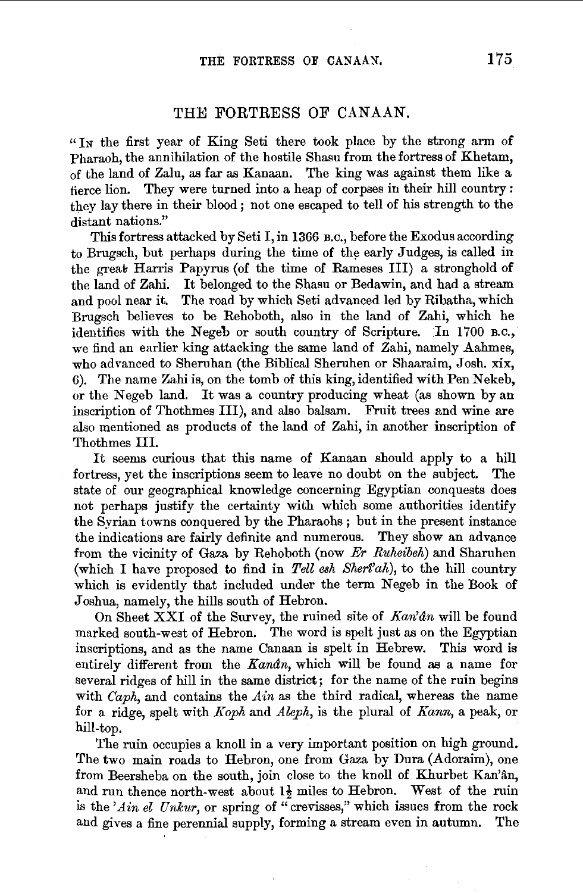# THE FORTRESS OF CANAAN.

"In the first year of King Seti there took place by the strong arm of Pharaoh, the annihilation of the hostile Shasu from the fortress of Khetam, of the land of Zalu, as far as Kanaan. The king was against them like a fierce lion. They were turned into a heap of corpses in their hill country: they lay there in their blood; not one escaped to tell of his strength to the distant nations."

This fortress attacked by Seti I, in 1366 B.C., before the Exodus according to Brugsch, but perhaps during the time of the early Judges, is called in the great Harris Papyrus (of the time of Rameses III) a stronghold of the land of Zahi. It belonged to the Shasu or Bedawin, and had a stream and pool near it. The road by which Seti advanced led by Ribatha, which Brugsch believes to be Rehoboth, also in the land of Zahi, which he identifies with the Negeb or south country of Scripture. In 1700 B.C., we find an earlier king attacking the same land of Zahi, namely Aahmes, who advanced to Sheruhan (the Biblical Sheruhen or Shaaraim, Josh. xix, 6). The name Zahi is, on the tomb of this king, identified with Pen Nekeb, or the Negeb land. It was a country producing wheat (as shown by an inscription of Thothmes III), and also balsam. Fruit trees and wine are also mentioned as products of the land of Zahi, in another inscription of Thothmes III.

It seems curious that this name of Kanaan should apply to a hill fortress, yet the inscriptions seem to leave no doubt on the subject. The state of our geographical knowledge concerning Egyptian conquests does not perhaps justify the certainty with which some authorities identify the Syrian towns conquered by the Pharaohs; but in the present instance the indications are fairly definite and numerous. They show an advance from the vicinity of Gaza by Rehoboth (now *Er Ruheibeh*) and Sharuhen (which I have proposed to find in *Tell esh Sherî'ah*), to the hill country which is evidently that included under the term Negeb in the Book of Joshua, namely, the hills south of Hebron.

On Sheet XXI of the Survey, the ruined site of *Kan'ân* will be found marked south-west of Hebron. The word is spelt just as on the Egyptian inscriptions, and as the name Canaan is spelt in Hebrew. This word is entirely different from the *Kanân*, which will be found as a name for several ridges of hill in the same district; for the name of the ruin begins with *Caph*, and contains the *Ain* as the third radical, whereas the name for a ridge, spelt with *Koph* and *Aleph*, is the plural of *Kann*, a peak, or hill-top.

The ruin occupies a knoll in a very important position on high ground. The two main roads to Hebron, one from Gaza by Dura (Adoraim), one from Beersheba on the south, join close to the knoll of Khurbet Kan'ân, and run thence north-west about 1½ miles to Hebron. West of the ruin is the *'Ain el Unkur*, or spring of "crevisses," which issues from the rock and gives a fine perennial supply, forming a stream even in autumn. The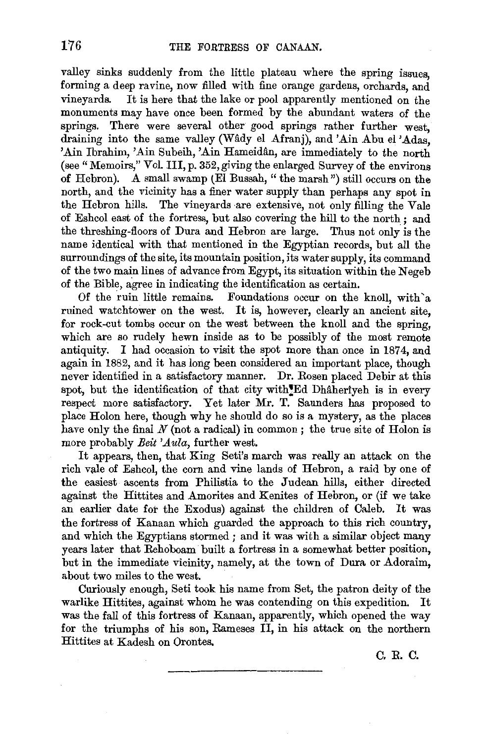valley sinks suddenly from the little plateau where the spring issues, forming a deep ravine, now filled with fine orange gardens, orchards, and vineyards. It is here that the lake or pool apparently mentioned on the monuments may have once been formed by the abundant waters of the springs. There were several other good springs rather further west, draining into the same valley (Wâdy el Afranj), and 'Ain Abu el 'Adas, 'Ain Ibrahim, 'Ain Subeih, 'Ain Hameidân, are immediately to the north (see "Memoirs," Vol. III, p. 352, giving the enlarged Survey of the environs of Hebron). A small swamp (El Bussah, "the marsh") still occurs on the north, and the vicinity has a finer water supply than perhaps any spot in the Hebron hills. The vineyards are extensive, not only filling the Vale of Eshcol east of the fortress, but also covering the hill to the north; and the threshing-floors of Dura and Hebron are large. Thus not only is the name identical with that mentioned in the Egyptian records, but all the surroundings of the site, its mountain position, its water supply, its command of the two main lines of advance from Egypt, its situation within the Negeb of the Bible, agree in indicating the identification as certain.

Of the ruin little remains. Foundations occur on the knoll, with a ruined watchtower on the west. It is, however, clearly an ancient site, for rock-cut tombs occur on the west between the knoll and the spring, which are so rudely hewn inside as to be possibly of the most remote antiquity. I had occasion to visit the spot more than once in 1874, and again in 1882, and it has long been considered an important place, though never identified in a satisfactory manner. Dr. Rosen placed Debir at this spot, but the identification of that city with Ed Dhâherîyeh is in every respect more satisfactory. Yet later Mr. T. Saunders has proposed to place Holon here, though why he should do so is a mystery, as the places have only the final *N* (not a radical) in common; the true site of Holon is more probably *Beit 'Aula*, further west.

It appears, then, that King Seti's march was really an attack on the rich vale of Eshcol, the corn and vine lands of Hebron, a raid by one of the easiest ascents from Philistia to the Judean hills, either directed against the Hittites and Amorites and Kenites of Hebron, or (if we take an earlier date for the Exodus) against the children of Caleb. It was the fortress of Kanaan which guarded the approach to this rich country, and which the Egyptians stormed; and it was with a similar object many years later that Rehoboam built a fortress in a somewhat better position, but in the immediate vicinity, namely, at the town of Dura or Adoraim, about two miles to the west.

Curiously enough, Seti took his name from Set, the patron deity of the warlike Hittites, against whom he was contending on this expedition. It was the fall of this fortress of Kanaan, apparently, which opened the way for the triumphs of his son, Rameses II, in his attack on the northern Hittites at Kadesh on Orontes.

C. R. C.

---